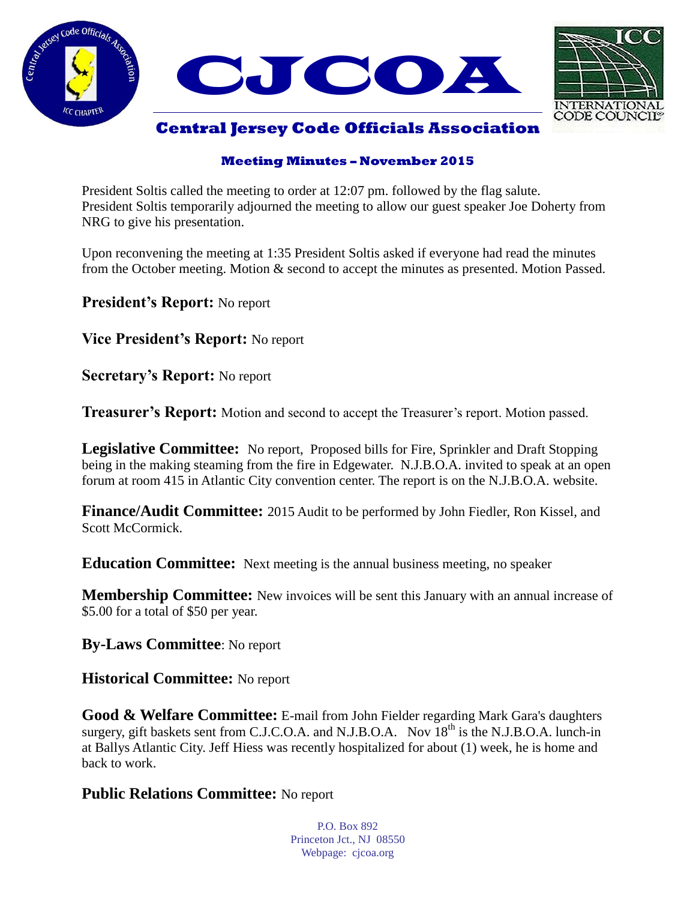# CJCOA

## Central Jersey Code Officials Association

### Meeting Minutes – November 2015

President Soltis called the meeting to order at 12:07 pm. followed by the flag salute. President Soltis temporarily adjourned the meeting to allow our guest speaker Joe Doherty from NRG to give his presentation.

Upon reconvening the meeting at 1:35 President Soltis asked if everyone had read the minutes from the October meeting. Motion & second to accept the minutes as presented. Motion Passed.

**President's Report:** No report

**Vice President's Report:** No report

**Secretary's Report:** No report

**Treasurer's Report:** Motion and second to accept the Treasurer's report. Motion passed.

**Legislative Committee:** No report, Proposed bills for Fire, Sprinkler and Draft Stopping being in the making steaming from the fire in Edgewater. N.J.B.O.A. invited to speak at an open forum at room 415 in Atlantic City convention center. The report is on the N.J.B.O.A. website.

**Finance/Audit Committee:** 2015 Audit to be performed by John Fiedler, Ron Kissel, and Scott McCormick.

**Education Committee:** Next meeting is the annual business meeting, no speaker

**Membership Committee:** New invoices will be sent this January with an annual increase of $5.00 for a total of $50 per year.

**By-Laws Committee**: No report

**Historical Committee:** No report

**Good & Welfare Committee:** E-mail from John Fielder regarding Mark Gara's daughters surgery, gift baskets sent from C.J.C.O.A. and N.J.B.O.A. Nov 18th is the N.J.B.O.A. lunch-in at Ballys Atlantic City. Jeff Hiess was recently hospitalized for about (1) week, he is home and back to work.

**Public Relations Committee:** No report

P.O. Box 892
Princeton Jct., NJ 08550
Webpage: cjcoa.org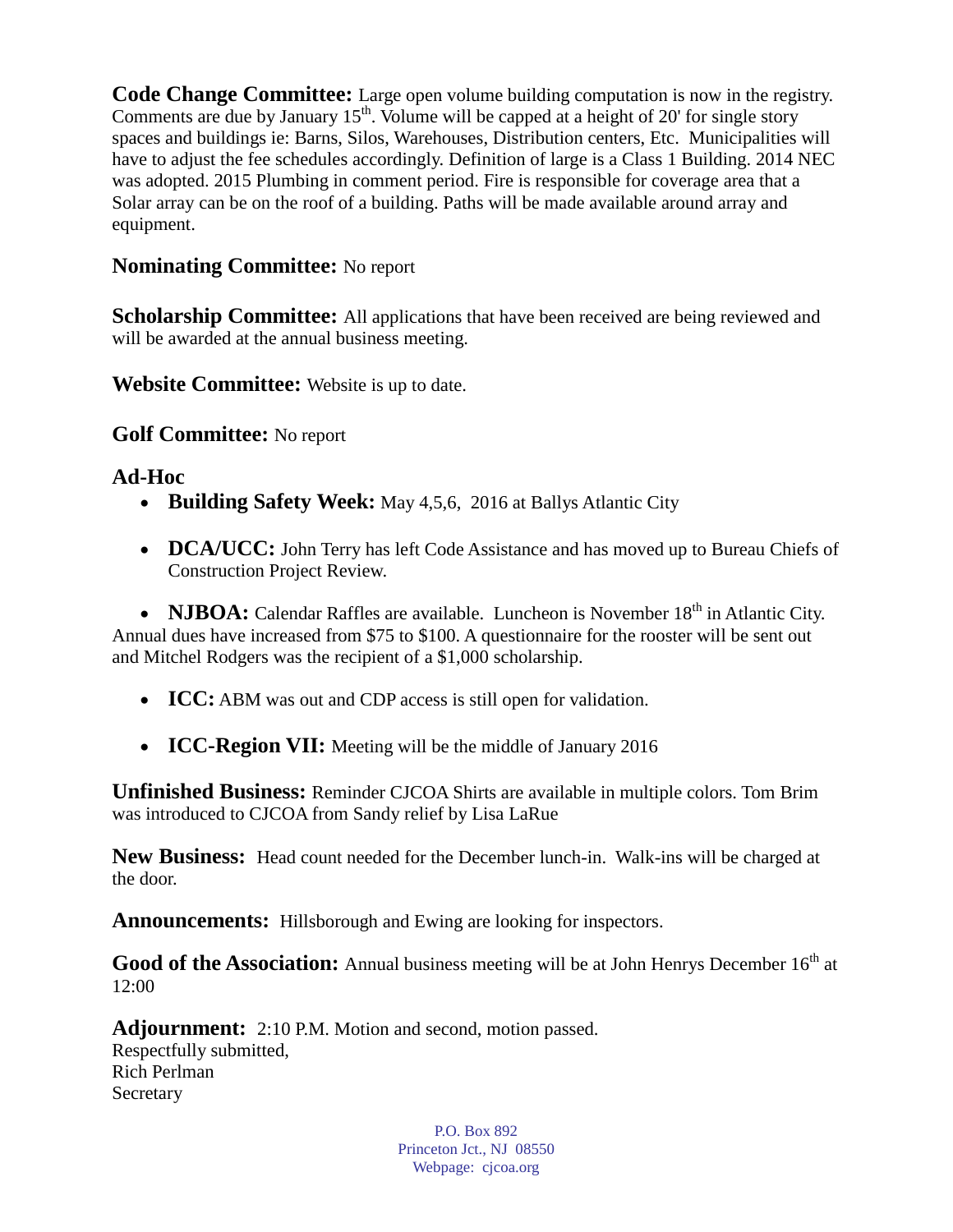**Code Change Committee:** Large open volume building computation is now in the registry. Comments are due by January 15th. Volume will be capped at a height of 20' for single story spaces and buildings ie: Barns, Silos, Warehouses, Distribution centers, Etc. Municipalities will have to adjust the fee schedules accordingly. Definition of large is a Class 1 Building. 2014 NEC was adopted. 2015 Plumbing in comment period. Fire is responsible for coverage area that a Solar array can be on the roof of a building. Paths will be made available around array and equipment.

**Nominating Committee:** No report

**Scholarship Committee:** All applications that have been received are being reviewed and will be awarded at the annual business meeting.

**Website Committee:** Website is up to date.

**Golf Committee:** No report

**Ad-Hoc**

- **Building Safety Week:** May 4,5,6, 2016 at Ballys Atlantic City
- **DCA/UCC:** John Terry has left Code Assistance and has moved up to Bureau Chiefs of Construction Project Review.
- **NJBOA:** Calendar Raffles are available. Luncheon is November 18th in Atlantic City. Annual dues have increased from $75 to $100. A questionnaire for the rooster will be sent out and Mitchel Rodgers was the recipient of a $1,000 scholarship.
- **ICC:** ABM was out and CDP access is still open for validation.
- **ICC-Region VII:** Meeting will be the middle of January 2016

**Unfinished Business:** Reminder CJCOA Shirts are available in multiple colors. Tom Brim was introduced to CJCOA from Sandy relief by Lisa LaRue

**New Business:** Head count needed for the December lunch-in. Walk-ins will be charged at the door.

**Announcements:** Hillsborough and Ewing are looking for inspectors.

**Good of the Association:** Annual business meeting will be at John Henrys December 16th at 12:00

**Adjournment:** 2:10 P.M. Motion and second, motion passed.
Respectfully submitted,
Rich Perlman
Secretary

P.O. Box 892
Princeton Jct., NJ 08550
Webpage: cjcoa.org